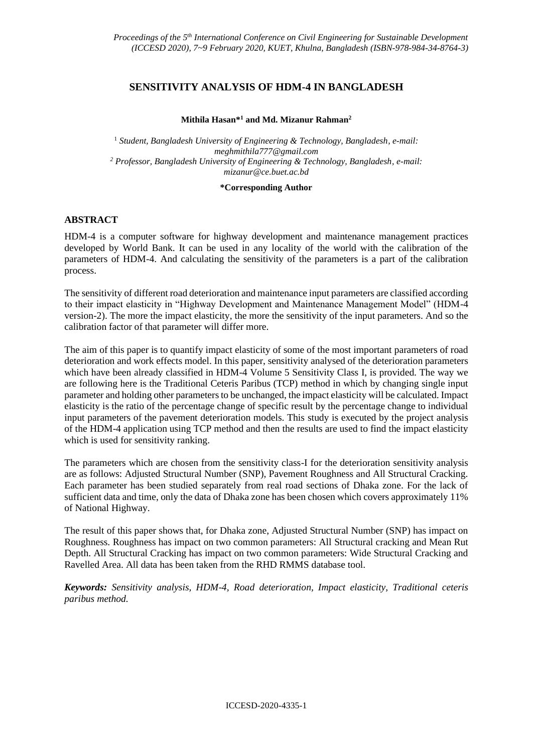# SENSITIVITY ANALYSIS OF HDM-4 IN BANGLADESH

**Mithila Hasan*[1] and Md. Mizanur Rahman[2]**

[1] *Student, Bangladesh University of Engineering & Technology, Bangladesh, e-mail: meghmithila777@gmail.com*
[2] *Professor, Bangladesh University of Engineering & Technology, Bangladesh, e-mail: mizanur@ce.buet.ac.bd*

***Corresponding Author**

## ABSTRACT

HDM-4 is a computer software for highway development and maintenance management practices developed by World Bank. It can be used in any locality of the world with the calibration of the parameters of HDM-4. And calculating the sensitivity of the parameters is a part of the calibration process.

The sensitivity of different road deterioration and maintenance input parameters are classified according to their impact elasticity in "Highway Development and Maintenance Management Model" (HDM-4 version-2). The more the impact elasticity, the more the sensitivity of the input parameters. And so the calibration factor of that parameter will differ more.

The aim of this paper is to quantify impact elasticity of some of the most important parameters of road deterioration and work effects model. In this paper, sensitivity analysed of the deterioration parameters which have been already classified in HDM-4 Volume 5 Sensitivity Class I, is provided. The way we are following here is the Traditional Ceteris Paribus (TCP) method in which by changing single input parameter and holding other parameters to be unchanged, the impact elasticity will be calculated. Impact elasticity is the ratio of the percentage change of specific result by the percentage change to individual input parameters of the pavement deterioration models. This study is executed by the project analysis of the HDM-4 application using TCP method and then the results are used to find the impact elasticity which is used for sensitivity ranking.

The parameters which are chosen from the sensitivity class-I for the deterioration sensitivity analysis are as follows: Adjusted Structural Number (SNP), Pavement Roughness and All Structural Cracking. Each parameter has been studied separately from real road sections of Dhaka zone. For the lack of sufficient data and time, only the data of Dhaka zone has been chosen which covers approximately 11% of National Highway.

The result of this paper shows that, for Dhaka zone, Adjusted Structural Number (SNP) has impact on Roughness. Roughness has impact on two common parameters: All Structural cracking and Mean Rut Depth. All Structural Cracking has impact on two common parameters: Wide Structural Cracking and Ravelled Area. All data has been taken from the RHD RMMS database tool.

***Keywords:*** *Sensitivity analysis, HDM-4, Road deterioration, Impact elasticity, Traditional ceteris paribus method.*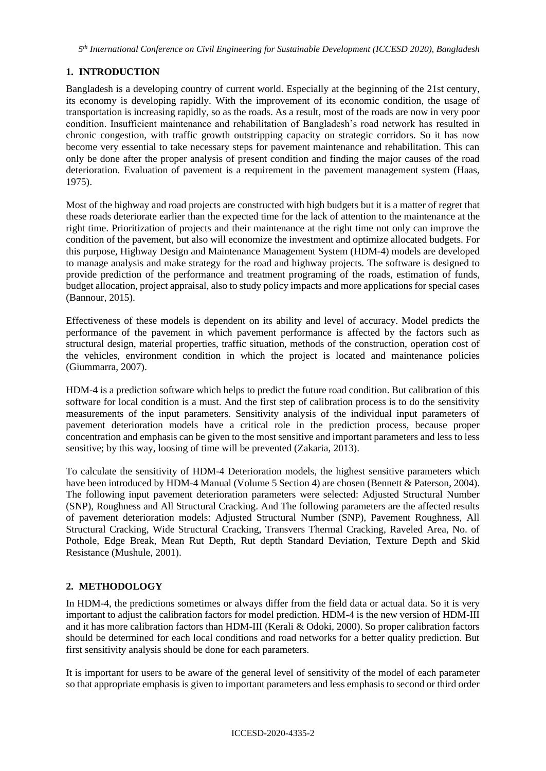## 1. INTRODUCTION

Bangladesh is a developing country of current world. Especially at the beginning of the 21st century, its economy is developing rapidly. With the improvement of its economic condition, the usage of transportation is increasing rapidly, so as the roads. As a result, most of the roads are now in very poor condition. Insufficient maintenance and rehabilitation of Bangladesh's road network has resulted in chronic congestion, with traffic growth outstripping capacity on strategic corridors. So it has now become very essential to take necessary steps for pavement maintenance and rehabilitation. This can only be done after the proper analysis of present condition and finding the major causes of the road deterioration. Evaluation of pavement is a requirement in the pavement management system (Haas, 1975).

Most of the highway and road projects are constructed with high budgets but it is a matter of regret that these roads deteriorate earlier than the expected time for the lack of attention to the maintenance at the right time. Prioritization of projects and their maintenance at the right time not only can improve the condition of the pavement, but also will economize the investment and optimize allocated budgets. For this purpose, Highway Design and Maintenance Management System (HDM-4) models are developed to manage analysis and make strategy for the road and highway projects. The software is designed to provide prediction of the performance and treatment programing of the roads, estimation of funds, budget allocation, project appraisal, also to study policy impacts and more applications for special cases (Bannour, 2015).

Effectiveness of these models is dependent on its ability and level of accuracy. Model predicts the performance of the pavement in which pavement performance is affected by the factors such as structural design, material properties, traffic situation, methods of the construction, operation cost of the vehicles, environment condition in which the project is located and maintenance policies (Giummarra, 2007).

HDM-4 is a prediction software which helps to predict the future road condition. But calibration of this software for local condition is a must. And the first step of calibration process is to do the sensitivity measurements of the input parameters. Sensitivity analysis of the individual input parameters of pavement deterioration models have a critical role in the prediction process, because proper concentration and emphasis can be given to the most sensitive and important parameters and less to less sensitive; by this way, loosing of time will be prevented (Zakaria, 2013).

To calculate the sensitivity of HDM-4 Deterioration models, the highest sensitive parameters which have been introduced by HDM-4 Manual (Volume 5 Section 4) are chosen (Bennett & Paterson, 2004). The following input pavement deterioration parameters were selected: Adjusted Structural Number (SNP), Roughness and All Structural Cracking. And The following parameters are the affected results of pavement deterioration models: Adjusted Structural Number (SNP), Pavement Roughness, All Structural Cracking, Wide Structural Cracking, Transvers Thermal Cracking, Raveled Area, No. of Pothole, Edge Break, Mean Rut Depth, Rut depth Standard Deviation, Texture Depth and Skid Resistance (Mushule, 2001).

## 2. METHODOLOGY

In HDM-4, the predictions sometimes or always differ from the field data or actual data. So it is very important to adjust the calibration factors for model prediction. HDM-4 is the new version of HDM-III and it has more calibration factors than HDM-III (Kerali & Odoki, 2000). So proper calibration factors should be determined for each local conditions and road networks for a better quality prediction. But first sensitivity analysis should be done for each parameters.

It is important for users to be aware of the general level of sensitivity of the model of each parameter so that appropriate emphasis is given to important parameters and less emphasis to second or third order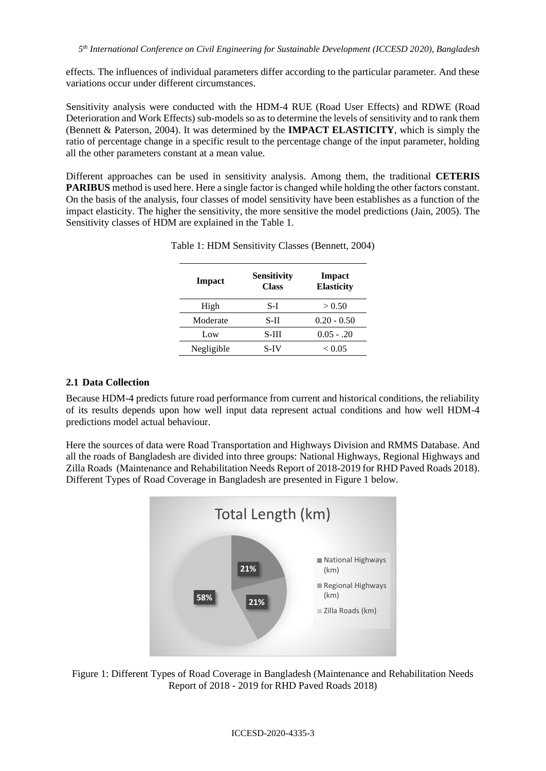effects. The influences of individual parameters differ according to the particular parameter. And these variations occur under different circumstances.

Sensitivity analysis were conducted with the HDM-4 RUE (Road User Effects) and RDWE (Road Deterioration and Work Effects) sub-models so as to determine the levels of sensitivity and to rank them (Bennett & Paterson, 2004). It was determined by the **IMPACT ELASTICITY**, which is simply the ratio of percentage change in a specific result to the percentage change of the input parameter, holding all the other parameters constant at a mean value.

Different approaches can be used in sensitivity analysis. Among them, the traditional **CETERIS PARIBUS** method is used here. Here a single factor is changed while holding the other factors constant. On the basis of the analysis, four classes of model sensitivity have been establishes as a function of the impact elasticity. The higher the sensitivity, the more sensitive the model predictions (Jain, 2005). The Sensitivity classes of HDM are explained in the Table 1.

Table 1: HDM Sensitivity Classes (Bennett, 2004)

| Impact | Sensitivity Class | Impact Elasticity |
|---|---|---|
| High | S-I | > 0.50 |
| Moderate | S-II | 0.20 - 0.50 |
| Low | S-III | 0.05 - .20 |
| Negligible | S-IV | < 0.05 |

## 2.1 Data Collection

Because HDM-4 predicts future road performance from current and historical conditions, the reliability of its results depends upon how well input data represent actual conditions and how well HDM-4 predictions model actual behaviour.

Here the sources of data were Road Transportation and Highways Division and RMMS Database. And all the roads of Bangladesh are divided into three groups: National Highways, Regional Highways and Zilla Roads (Maintenance and Rehabilitation Needs Report of 2018-2019 for RHD Paved Roads 2018). Different Types of Road Coverage in Bangladesh are presented in Figure 1 below.

Figure 1: Different Types of Road Coverage in Bangladesh (Maintenance and Rehabilitation Needs Report of 2018 - 2019 for RHD Paved Roads 2018)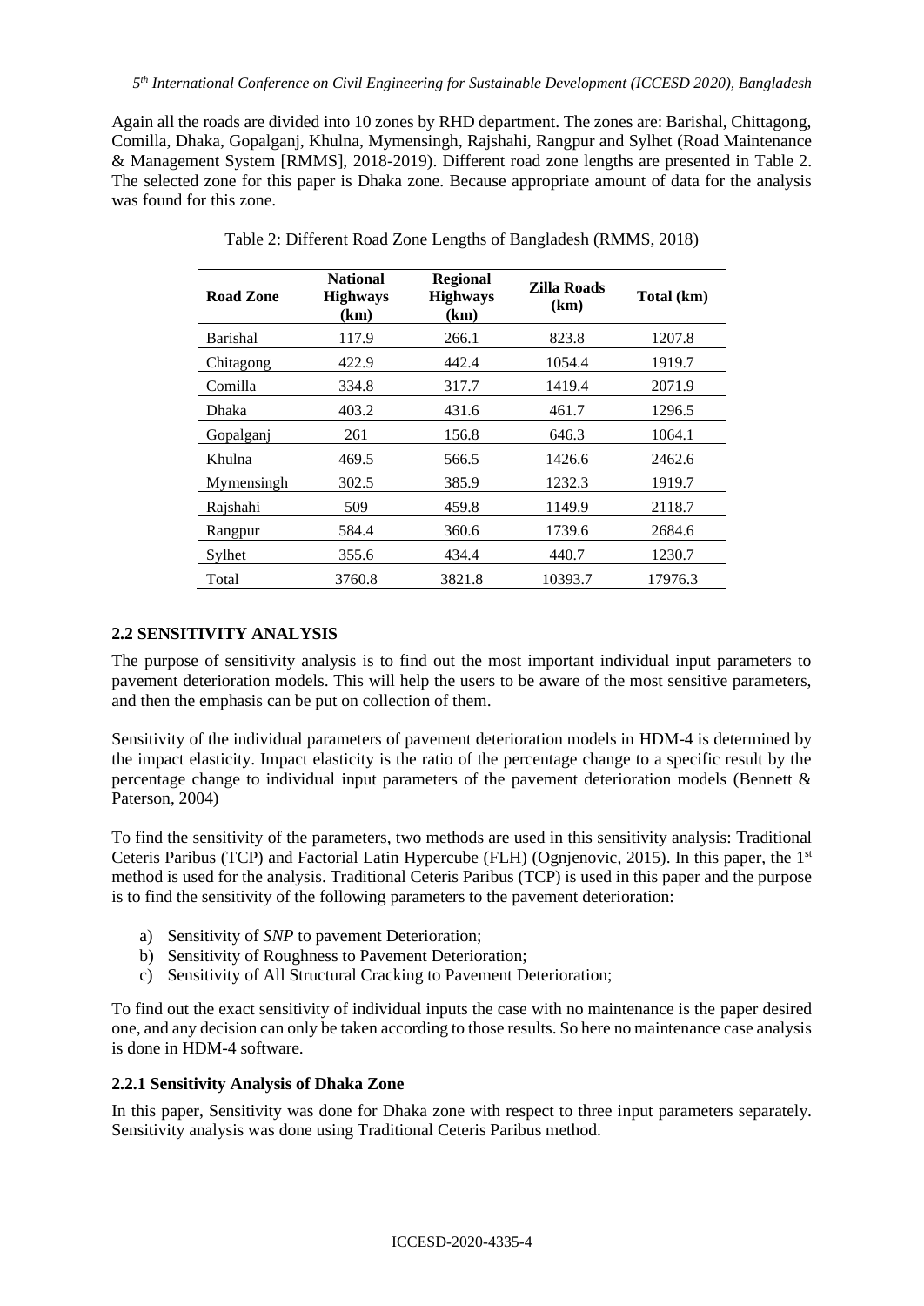Again all the roads are divided into 10 zones by RHD department. The zones are: Barishal, Chittagong, Comilla, Dhaka, Gopalganj, Khulna, Mymensingh, Rajshahi, Rangpur and Sylhet (Road Maintenance & Management System [RMMS], 2018-2019). Different road zone lengths are presented in Table 2. The selected zone for this paper is Dhaka zone. Because appropriate amount of data for the analysis was found for this zone.

Table 2: Different Road Zone Lengths of Bangladesh (RMMS, 2018)

| Road Zone | National Highways (km) | Regional Highways (km) | Zilla Roads (km) | Total (km) |
|---|---|---|---|---|
| Barishal | 117.9 | 266.1 | 823.8 | 1207.8 |
| Chitagong | 422.9 | 442.4 | 1054.4 | 1919.7 |
| Comilla | 334.8 | 317.7 | 1419.4 | 2071.9 |
| Dhaka | 403.2 | 431.6 | 461.7 | 1296.5 |
| Gopalganj | 261 | 156.8 | 646.3 | 1064.1 |
| Khulna | 469.5 | 566.5 | 1426.6 | 2462.6 |
| Mymensingh | 302.5 | 385.9 | 1232.3 | 1919.7 |
| Rajshahi | 509 | 459.8 | 1149.9 | 2118.7 |
| Rangpur | 584.4 | 360.6 | 1739.6 | 2684.6 |
| Sylhet | 355.6 | 434.4 | 440.7 | 1230.7 |
| Total | 3760.8 | 3821.8 | 10393.7 | 17976.3 |

## 2.2 SENSITIVITY ANALYSIS

The purpose of sensitivity analysis is to find out the most important individual input parameters to pavement deterioration models. This will help the users to be aware of the most sensitive parameters, and then the emphasis can be put on collection of them.

Sensitivity of the individual parameters of pavement deterioration models in HDM-4 is determined by the impact elasticity. Impact elasticity is the ratio of the percentage change to a specific result by the percentage change to individual input parameters of the pavement deterioration models (Bennett & Paterson, 2004)

To find the sensitivity of the parameters, two methods are used in this sensitivity analysis: Traditional Ceteris Paribus (TCP) and Factorial Latin Hypercube (FLH) (Ognjenovic, 2015). In this paper, the 1st method is used for the analysis. Traditional Ceteris Paribus (TCP) is used in this paper and the purpose is to find the sensitivity of the following parameters to the pavement deterioration:

a) Sensitivity of *SNP* to pavement Deterioration;
b) Sensitivity of Roughness to Pavement Deterioration;
c) Sensitivity of All Structural Cracking to Pavement Deterioration;

To find out the exact sensitivity of individual inputs the case with no maintenance is the paper desired one, and any decision can only be taken according to those results. So here no maintenance case analysis is done in HDM-4 software.

### 2.2.1 Sensitivity Analysis of Dhaka Zone

In this paper, Sensitivity was done for Dhaka zone with respect to three input parameters separately. Sensitivity analysis was done using Traditional Ceteris Paribus method.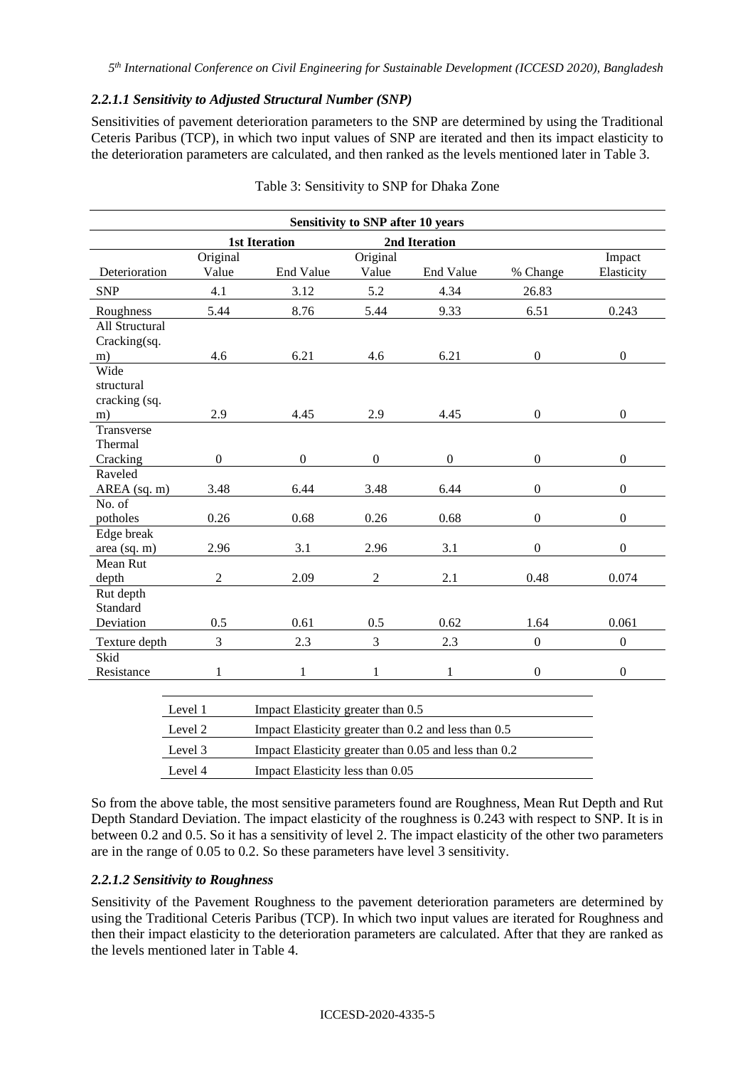#### *2.2.1.1 Sensitivity to Adjusted Structural Number (SNP)*

Sensitivities of pavement deterioration parameters to the SNP are determined by using the Traditional Ceteris Paribus (TCP), in which two input values of SNP are iterated and then its impact elasticity to the deterioration parameters are calculated, and then ranked as the levels mentioned later in Table 3.

Table 3: Sensitivity to SNP for Dhaka Zone

| Sensitivity to SNP after 10 years | | | | | | |
|---|---|---|---|---|---|---|
| | 1st Iteration | | 2nd Iteration | | | |
| Deterioration | Original Value | End Value | Original Value | End Value | % Change | Impact Elasticity |
| SNP | 4.1 | 3.12 | 5.2 | 4.34 | 26.83 | |
| Roughness | 5.44 | 8.76 | 5.44 | 9.33 | 6.51 | 0.243 |
| All Structural Cracking(sq. m) | 4.6 | 6.21 | 4.6 | 6.21 | 0 | 0 |
| Wide structural cracking (sq. m) | 2.9 | 4.45 | 2.9 | 4.45 | 0 | 0 |
| Transverse Thermal Cracking | 0 | 0 | 0 | 0 | 0 | 0 |
| Raveled AREA (sq. m) | 3.48 | 6.44 | 3.48 | 6.44 | 0 | 0 |
| No. of potholes | 0.26 | 0.68 | 0.26 | 0.68 | 0 | 0 |
| Edge break area (sq. m) | 2.96 | 3.1 | 2.96 | 3.1 | 0 | 0 |
| Mean Rut depth | 2 | 2.09 | 2 | 2.1 | 0.48 | 0.074 |
| Rut depth Standard Deviation | 0.5 | 0.61 | 0.5 | 0.62 | 1.64 | 0.061 |
| Texture depth | 3 | 2.3 | 3 | 2.3 | 0 | 0 |
| Skid Resistance | 1 | 1 | 1 | 1 | 0 | 0 |

| Level | Description |
|---|---|
| Level 1 | Impact Elasticity greater than 0.5 |
| Level 2 | Impact Elasticity greater than 0.2 and less than 0.5 |
| Level 3 | Impact Elasticity greater than 0.05 and less than 0.2 |
| Level 4 | Impact Elasticity less than 0.05 |

So from the above table, the most sensitive parameters found are Roughness, Mean Rut Depth and Rut Depth Standard Deviation. The impact elasticity of the roughness is 0.243 with respect to SNP. It is in between 0.2 and 0.5. So it has a sensitivity of level 2. The impact elasticity of the other two parameters are in the range of 0.05 to 0.2. So these parameters have level 3 sensitivity.

#### *2.2.1.2 Sensitivity to Roughness*

Sensitivity of the Pavement Roughness to the pavement deterioration parameters are determined by using the Traditional Ceteris Paribus (TCP). In which two input values are iterated for Roughness and then their impact elasticity to the deterioration parameters are calculated. After that they are ranked as the levels mentioned later in Table 4.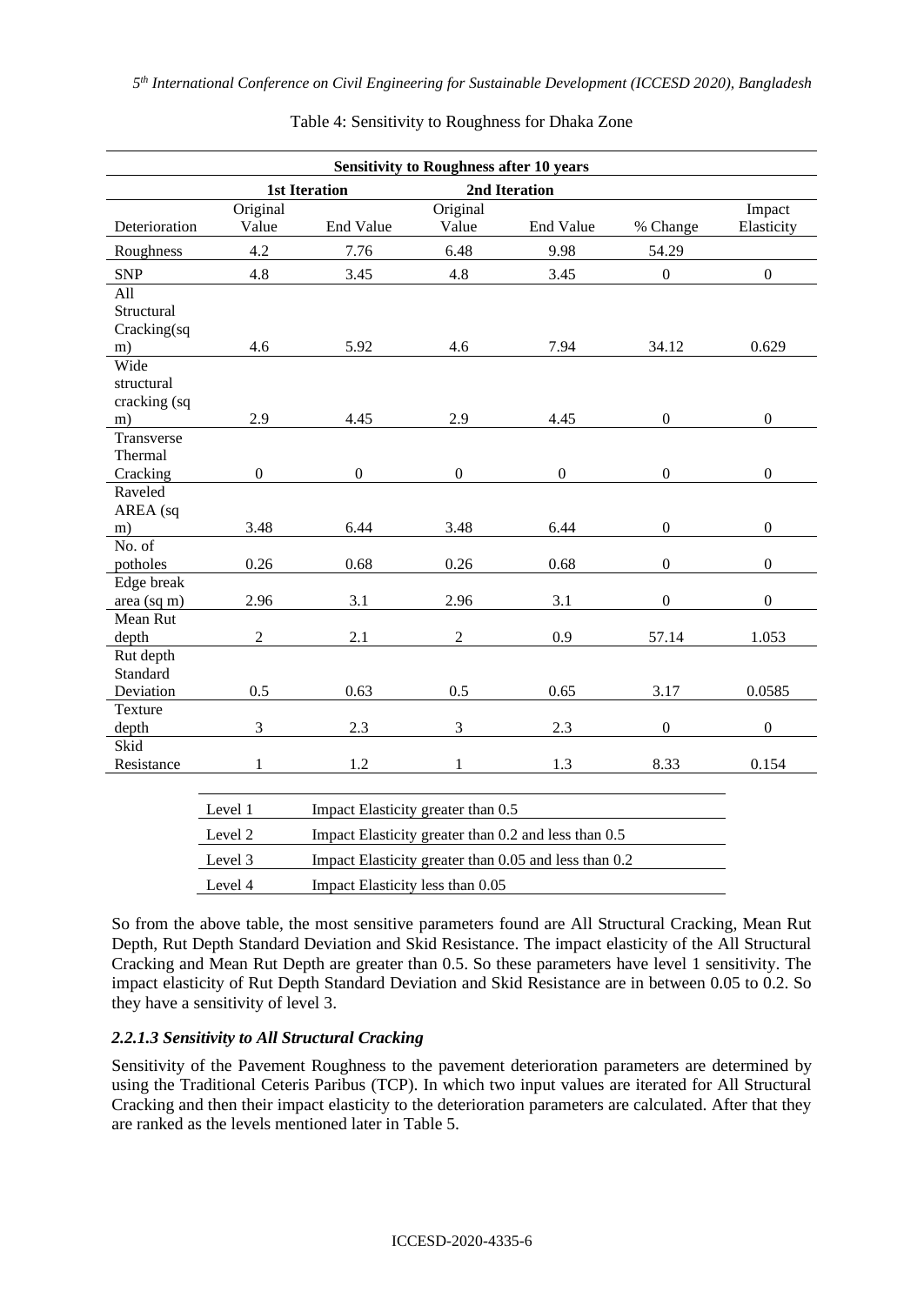Table 4: Sensitivity to Roughness for Dhaka Zone

| Sensitivity to Roughness after 10 years | | | | | | |
|---|---|---|---|---|---|---|
| | 1st Iteration | | 2nd Iteration | | | |
| Deterioration | Original Value | End Value | Original Value | End Value | % Change | Impact Elasticity |
| Roughness | 4.2 | 7.76 | 6.48 | 9.98 | 54.29 | |
| SNP | 4.8 | 3.45 | 4.8 | 3.45 | 0 | 0 |
| All Structural Cracking(sq m) | 4.6 | 5.92 | 4.6 | 7.94 | 34.12 | 0.629 |
| Wide structural cracking (sq m) | 2.9 | 4.45 | 2.9 | 4.45 | 0 | 0 |
| Transverse Thermal Cracking | 0 | 0 | 0 | 0 | 0 | 0 |
| Raveled AREA (sq m) | 3.48 | 6.44 | 3.48 | 6.44 | 0 | 0 |
| No. of potholes | 0.26 | 0.68 | 0.26 | 0.68 | 0 | 0 |
| Edge break area (sq m) | 2.96 | 3.1 | 2.96 | 3.1 | 0 | 0 |
| Mean Rut depth | 2 | 2.1 | 2 | 0.9 | 57.14 | 1.053 |
| Rut depth Standard Deviation | 0.5 | 0.63 | 0.5 | 0.65 | 3.17 | 0.0585 |
| Texture depth | 3 | 2.3 | 3 | 2.3 | 0 | 0 |
| Skid Resistance | 1 | 1.2 | 1 | 1.3 | 8.33 | 0.154 |

| Level | Description |
|---|---|
| Level 1 | Impact Elasticity greater than 0.5 |
| Level 2 | Impact Elasticity greater than 0.2 and less than 0.5 |
| Level 3 | Impact Elasticity greater than 0.05 and less than 0.2 |
| Level 4 | Impact Elasticity less than 0.05 |

So from the above table, the most sensitive parameters found are All Structural Cracking, Mean Rut Depth, Rut Depth Standard Deviation and Skid Resistance. The impact elasticity of the All Structural Cracking and Mean Rut Depth are greater than 0.5. So these parameters have level 1 sensitivity. The impact elasticity of Rut Depth Standard Deviation and Skid Resistance are in between 0.05 to 0.2. So they have a sensitivity of level 3.

#### *2.2.1.3 Sensitivity to All Structural Cracking*

Sensitivity of the Pavement Roughness to the pavement deterioration parameters are determined by using the Traditional Ceteris Paribus (TCP). In which two input values are iterated for All Structural Cracking and then their impact elasticity to the deterioration parameters are calculated. After that they are ranked as the levels mentioned later in Table 5.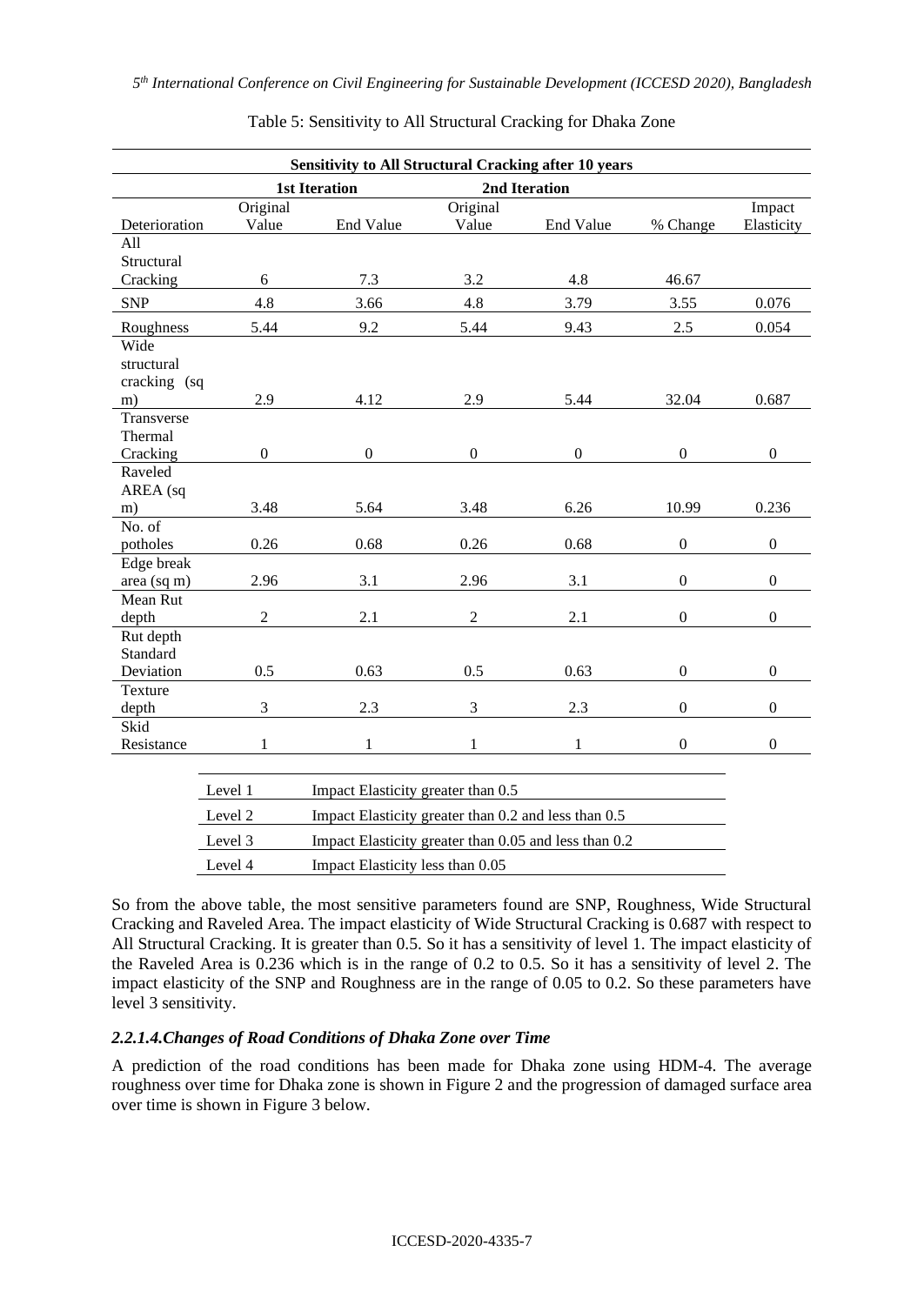Table 5: Sensitivity to All Structural Cracking for Dhaka Zone

| Sensitivity to All Structural Cracking after 10 years | | | | | | |
|---|---|---|---|---|---|---|
| | 1st Iteration | | 2nd Iteration | | | |
| Deterioration | Original Value | End Value | Original Value | End Value | % Change | Impact Elasticity |
| All Structural Cracking | 6 | 7.3 | 3.2 | 4.8 | 46.67 | |
| SNP | 4.8 | 3.66 | 4.8 | 3.79 | 3.55 | 0.076 |
| Roughness | 5.44 | 9.2 | 5.44 | 9.43 | 2.5 | 0.054 |
| Wide structural cracking (sq m) | 2.9 | 4.12 | 2.9 | 5.44 | 32.04 | 0.687 |
| Transverse Thermal Cracking | 0 | 0 | 0 | 0 | 0 | 0 |
| Raveled AREA (sq m) | 3.48 | 5.64 | 3.48 | 6.26 | 10.99 | 0.236 |
| No. of potholes | 0.26 | 0.68 | 0.26 | 0.68 | 0 | 0 |
| Edge break area (sq m) | 2.96 | 3.1 | 2.96 | 3.1 | 0 | 0 |
| Mean Rut depth | 2 | 2.1 | 2 | 2.1 | 0 | 0 |
| Rut depth Standard Deviation | 0.5 | 0.63 | 0.5 | 0.63 | 0 | 0 |
| Texture depth | 3 | 2.3 | 3 | 2.3 | 0 | 0 |
| Skid Resistance | 1 | 1 | 1 | 1 | 0 | 0 |

| Level | Description |
|---|---|
| Level 1 | Impact Elasticity greater than 0.5 |
| Level 2 | Impact Elasticity greater than 0.2 and less than 0.5 |
| Level 3 | Impact Elasticity greater than 0.05 and less than 0.2 |
| Level 4 | Impact Elasticity less than 0.05 |

So from the above table, the most sensitive parameters found are SNP, Roughness, Wide Structural Cracking and Raveled Area. The impact elasticity of Wide Structural Cracking is 0.687 with respect to All Structural Cracking. It is greater than 0.5. So it has a sensitivity of level 1. The impact elasticity of the Raveled Area is 0.236 which is in the range of 0.2 to 0.5. So it has a sensitivity of level 2. The impact elasticity of the SNP and Roughness are in the range of 0.05 to 0.2. So these parameters have level 3 sensitivity.

#### *2.2.1.4.Changes of Road Conditions of Dhaka Zone over Time*

A prediction of the road conditions has been made for Dhaka zone using HDM-4. The average roughness over time for Dhaka zone is shown in Figure 2 and the progression of damaged surface area over time is shown in Figure 3 below.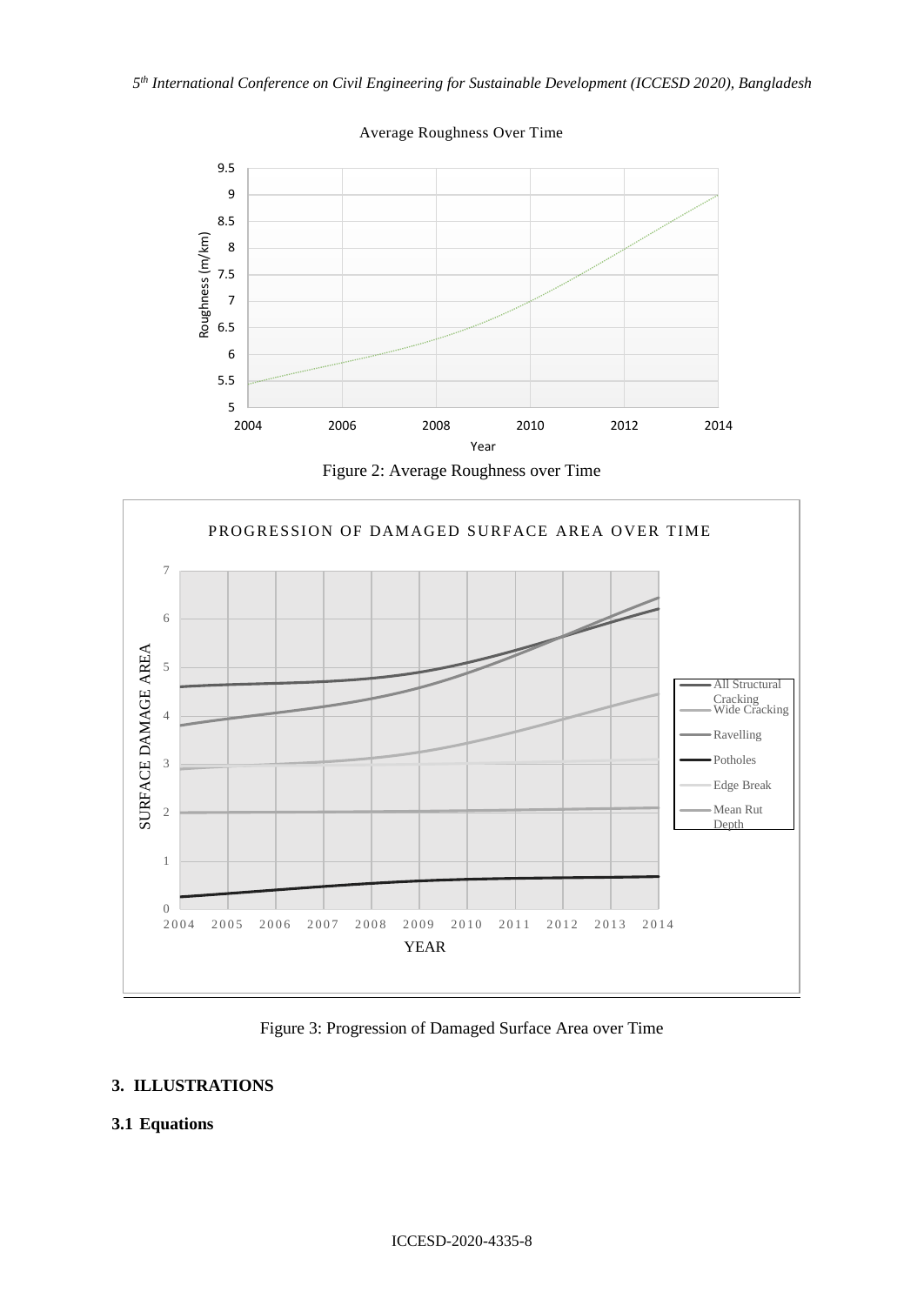Figure 2: Average Roughness over Time

Figure 3: Progression of Damaged Surface Area over Time

## 3. ILLUSTRATIONS

### 3.1 Equations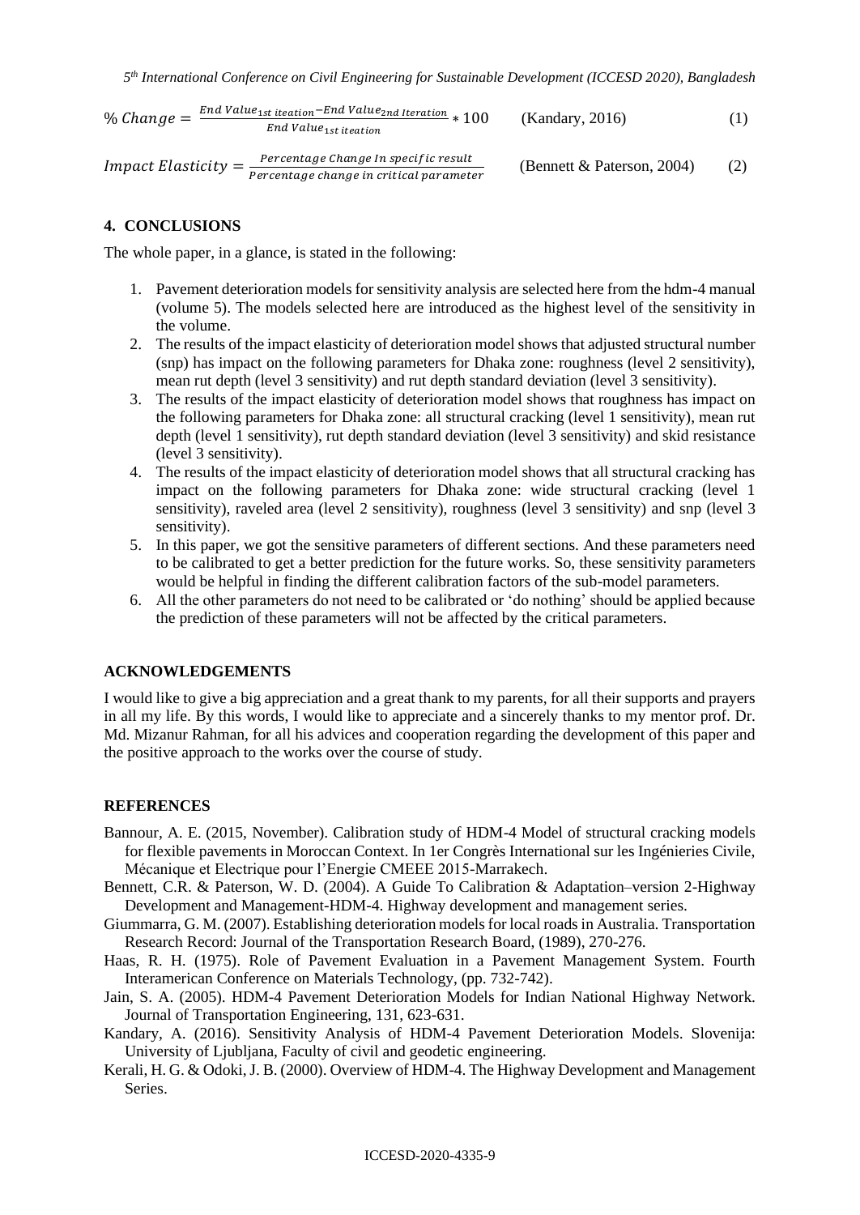$$\% \, Change = \frac{End \, Value_{1st \, iteation} - End \, Value_{2nd \, Iteration}}{End \, Value_{1st \, iteation}} * 100 \qquad \text{(Kandary, 2016)} \qquad (1)$$

$$Impact \, Elasticity = \frac{Percentage \, Change \, In \, specific \, result}{Percentage \, change \, in \, critical \, parameter} \qquad \text{(Bennett \& Paterson, 2004)} \qquad (2)$$

## 4. CONCLUSIONS

The whole paper, in a glance, is stated in the following:

1. Pavement deterioration models for sensitivity analysis are selected here from the hdm-4 manual (volume 5). The models selected here are introduced as the highest level of the sensitivity in the volume.
2. The results of the impact elasticity of deterioration model shows that adjusted structural number (snp) has impact on the following parameters for Dhaka zone: roughness (level 2 sensitivity), mean rut depth (level 3 sensitivity) and rut depth standard deviation (level 3 sensitivity).
3. The results of the impact elasticity of deterioration model shows that roughness has impact on the following parameters for Dhaka zone: all structural cracking (level 1 sensitivity), mean rut depth (level 1 sensitivity), rut depth standard deviation (level 3 sensitivity) and skid resistance (level 3 sensitivity).
4. The results of the impact elasticity of deterioration model shows that all structural cracking has impact on the following parameters for Dhaka zone: wide structural cracking (level 1 sensitivity), raveled area (level 2 sensitivity), roughness (level 3 sensitivity) and snp (level 3 sensitivity).
5. In this paper, we got the sensitive parameters of different sections. And these parameters need to be calibrated to get a better prediction for the future works. So, these sensitivity parameters would be helpful in finding the different calibration factors of the sub-model parameters.
6. All the other parameters do not need to be calibrated or 'do nothing' should be applied because the prediction of these parameters will not be affected by the critical parameters.

## ACKNOWLEDGEMENTS

I would like to give a big appreciation and a great thank to my parents, for all their supports and prayers in all my life. By this words, I would like to appreciate and a sincerely thanks to my mentor prof. Dr. Md. Mizanur Rahman, for all his advices and cooperation regarding the development of this paper and the positive approach to the works over the course of study.

## REFERENCES

Bannour, A. E. (2015, November). Calibration study of HDM-4 Model of structural cracking models for flexible pavements in Moroccan Context. In 1er Congrès International sur les Ingénieries Civile, Mécanique et Electrique pour l'Energie CMEEE 2015-Marrakech.

Bennett, C.R. & Paterson, W. D. (2004). A Guide To Calibration & Adaptation–version 2-Highway Development and Management-HDM-4. Highway development and management series.

Giummarra, G. M. (2007). Establishing deterioration models for local roads in Australia. Transportation Research Record: Journal of the Transportation Research Board, (1989), 270-276.

Haas, R. H. (1975). Role of Pavement Evaluation in a Pavement Management System. Fourth Interamerican Conference on Materials Technology, (pp. 732-742).

Jain, S. A. (2005). HDM-4 Pavement Deterioration Models for Indian National Highway Network. Journal of Transportation Engineering, 131, 623-631.

Kandary, A. (2016). Sensitivity Analysis of HDM-4 Pavement Deterioration Models. Slovenija: University of Ljubljana, Faculty of civil and geodetic engineering.

Kerali, H. G. & Odoki, J. B. (2000). Overview of HDM-4. The Highway Development and Management Series.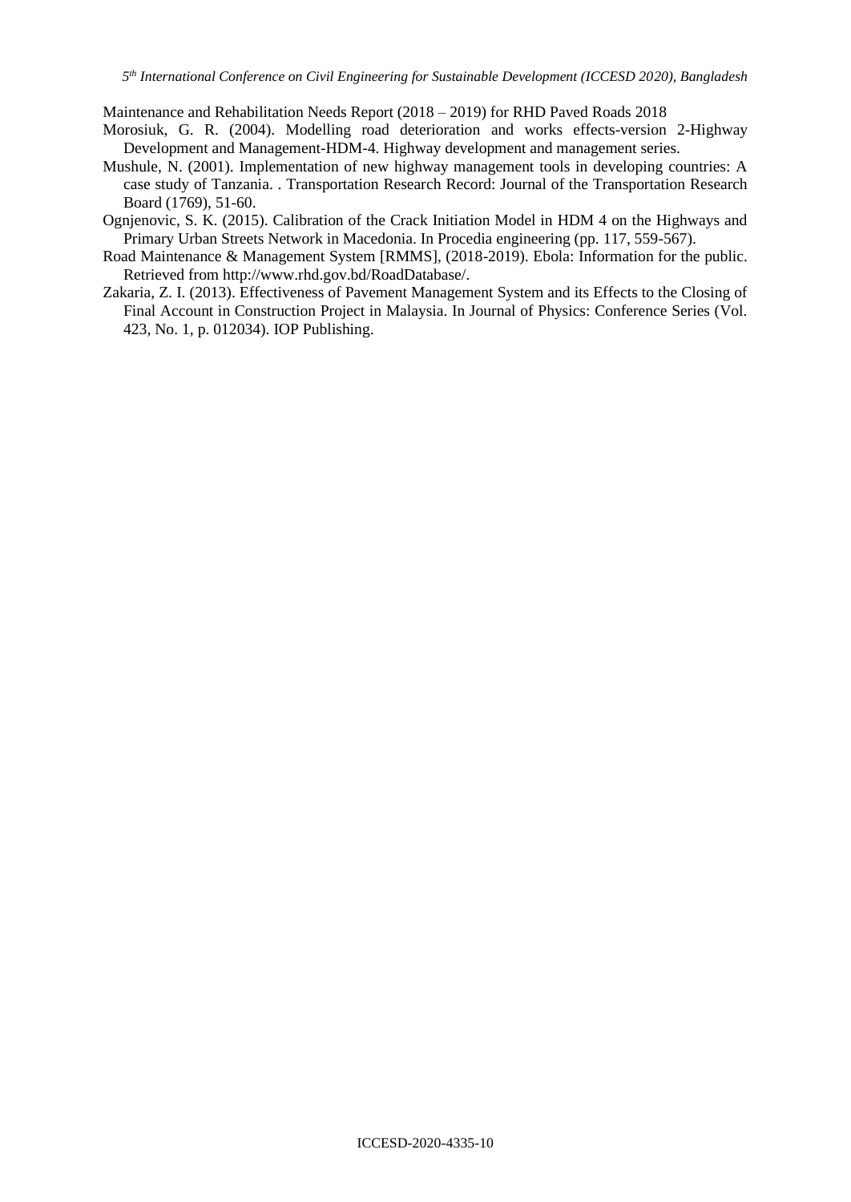Maintenance and Rehabilitation Needs Report (2018 – 2019) for RHD Paved Roads 2018

Morosiuk, G. R. (2004). Modelling road deterioration and works effects-version 2-Highway Development and Management-HDM-4. Highway development and management series.

Mushule, N. (2001). Implementation of new highway management tools in developing countries: A case study of Tanzania. . Transportation Research Record: Journal of the Transportation Research Board (1769), 51-60.

Ognjenovic, S. K. (2015). Calibration of the Crack Initiation Model in HDM 4 on the Highways and Primary Urban Streets Network in Macedonia. In Procedia engineering (pp. 117, 559-567).

Road Maintenance & Management System [RMMS], (2018-2019). Ebola: Information for the public. Retrieved from http://www.rhd.gov.bd/RoadDatabase/.

Zakaria, Z. I. (2013). Effectiveness of Pavement Management System and its Effects to the Closing of Final Account in Construction Project in Malaysia. In Journal of Physics: Conference Series (Vol. 423, No. 1, p. 012034). IOP Publishing.